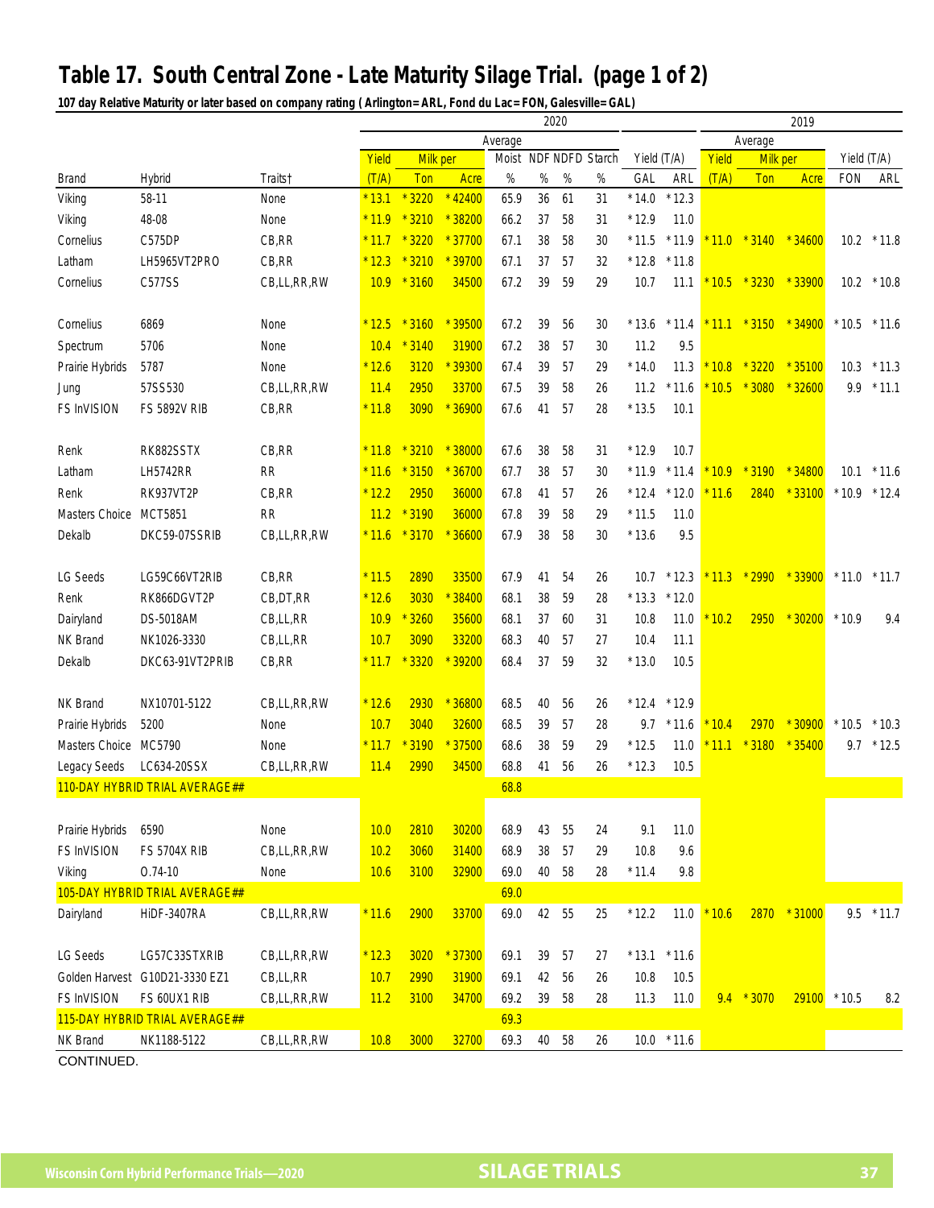# Table 17. South Central Zone - Late Maturity Silage Trial. (page 1 of 2)

**107 day Relative Maturity or later based on company rating ( Arlington= ARL, Fond du Lac= FON, Galesville= GAL)**

| | | | 2020 | | | | | | | | | | 2019 | | | | |
|---|---|---|---|---|---|---|---|---|---|---|---|---|---|---|---|---|---|
| | | | Average | | | | | | | | | | Average | | | | |
| | | | Yield | Milk per | | Moist | NDF | NDFD | Starch | Yield (T/A) | | Yield | Milk per | | Yield (T/A) | |
| Brand | Hybrid | Traits† | (T/A) | Ton | Acre | % | % | % | % | GAL | ARL | (T/A) | Ton | Acre | FON | ARL |
| Viking | 58-11 | None | * 13.1 | * 3220 | * 42400 | 65.9 | 36 | 61 | 31 | * 14.0 | * 12.3 | | | | | |
| Viking | 48-08 | None | * 11.9 | * 3210 | * 38200 | 66.2 | 37 | 58 | 31 | * 12.9 | 11.0 | | | | | |
| Cornelius | C575DP | CB,RR | * 11.7 | * 3220 | * 37700 | 67.1 | 38 | 58 | 30 | * 11.5 | * 11.9 | * 11.0 | * 3140 | * 34600 | 10.2 | * 11.8 |
| Latham | LH5965VT2PRO | CB,RR | * 12.3 | * 3210 | * 39700 | 67.1 | 37 | 57 | 32 | * 12.8 | * 11.8 | | | | | |
| Cornelius | C577SS | CB,LL,RR,RW | 10.9 | * 3160 | 34500 | 67.2 | 39 | 59 | 29 | 10.7 | 11.1 | * 10.5 | * 3230 | * 33900 | 10.2 | * 10.8 |
| Cornelius | 6869 | None | * 12.5 | * 3160 | * 39500 | 67.2 | 39 | 56 | 30 | * 13.6 | * 11.4 | * 11.1 | * 3150 | * 34900 | * 10.5 | * 11.6 |
| Spectrum | 5706 | None | 10.4 | * 3140 | 31900 | 67.2 | 38 | 57 | 30 | 11.2 | 9.5 | | | | | |
| Prairie Hybrids | 5787 | None | * 12.6 | 3120 | * 39300 | 67.4 | 39 | 57 | 29 | * 14.0 | 11.3 | * 10.8 | * 3220 | * 35100 | 10.3 | * 11.3 |
| Jung | 57SS530 | CB,LL,RR,RW | 11.4 | 2950 | 33700 | 67.5 | 39 | 58 | 26 | 11.2 | * 11.6 | * 10.5 | * 3080 | * 32600 | 9.9 | * 11.1 |
| FS InVISION | FS 5892V RIB | CB,RR | * 11.8 | 3090 | * 36900 | 67.6 | 41 | 57 | 28 | * 13.5 | 10.1 | | | | | |
| Renk | RK882SSTX | CB,RR | * 11.8 | * 3210 | * 38000 | 67.6 | 38 | 58 | 31 | * 12.9 | 10.7 | | | | | |
| Latham | LH5742RR | RR | * 11.6 | * 3150 | * 36700 | 67.7 | 38 | 57 | 30 | * 11.9 | * 11.4 | * 10.9 | * 3190 | * 34800 | 10.1 | * 11.6 |
| Renk | RK937VT2P | CB,RR | * 12.2 | 2950 | 36000 | 67.8 | 41 | 57 | 26 | * 12.4 | * 12.0 | * 11.6 | 2840 | * 33100 | * 10.9 | * 12.4 |
| Masters Choice | MCT5851 | RR | 11.2 | * 3190 | 36000 | 67.8 | 39 | 58 | 29 | * 11.5 | 11.0 | | | | | |
| Dekalb | DKC59-07SSRIB | CB,LL,RR,RW | * 11.6 | * 3170 | * 36600 | 67.9 | 38 | 58 | 30 | * 13.6 | 9.5 | | | | | |
| LG Seeds | LG59C66VT2RIB | CB,RR | * 11.5 | 2890 | 33500 | 67.9 | 41 | 54 | 26 | 10.7 | * 12.3 | * 11.3 | * 2990 | * 33900 | * 11.0 | * 11.7 |
| Renk | RK866DGVT2P | CB,DT,RR | * 12.6 | 3030 | * 38400 | 68.1 | 38 | 59 | 28 | * 13.3 | * 12.0 | | | | | |
| Dairyland | DS-5018AM | CB,LL,RR | 10.9 | * 3260 | 35600 | 68.1 | 37 | 60 | 31 | 10.8 | 11.0 | * 10.2 | 2950 | * 30200 | * 10.9 | 9.4 |
| NK Brand | NK1026-3330 | CB,LL,RR | 10.7 | 3090 | 33200 | 68.3 | 40 | 57 | 27 | 10.4 | 11.1 | | | | | |
| Dekalb | DKC63-91VT2PRIB | CB,RR | * 11.7 | * 3320 | * 39200 | 68.4 | 37 | 59 | 32 | * 13.0 | 10.5 | | | | | |
| NK Brand | NX10701-5122 | CB,LL,RR,RW | * 12.6 | 2930 | * 36800 | 68.5 | 40 | 56 | 26 | * 12.4 | * 12.9 | | | | | |
| Prairie Hybrids | 5200 | None | 10.7 | 3040 | 32600 | 68.5 | 39 | 57 | 28 | 9.7 | * 11.6 | * 10.4 | 2970 | * 30900 | * 10.5 | * 10.3 |
| Masters Choice | MC5790 | None | * 11.7 | * 3190 | * 37500 | 68.6 | 38 | 59 | 29 | * 12.5 | 11.0 | * 11.1 | * 3180 | * 35400 | 9.7 | * 12.5 |
| Legacy Seeds | LC634-20SSX | CB,LL,RR,RW | 11.4 | 2990 | 34500 | 68.8 | 41 | 56 | 26 | * 12.3 | 10.5 | | | | | |
| 110-DAY HYBRID TRIAL AVERAGE## | | | | | | 68.8 | | | | | | | | | | |
| Prairie Hybrids | 6590 | None | 10.0 | 2810 | 30200 | 68.9 | 43 | 55 | 24 | 9.1 | 11.0 | | | | | |
| FS InVISION | FS 5704X RIB | CB,LL,RR,RW | 10.2 | 3060 | 31400 | 68.9 | 38 | 57 | 29 | 10.8 | 9.6 | | | | | |
| Viking | O.74-10 | None | 10.6 | 3100 | 32900 | 69.0 | 40 | 58 | 28 | * 11.4 | 9.8 | | | | | |
| 105-DAY HYBRID TRIAL AVERAGE## | | | | | | 69.0 | | | | | | | | | | |
| Dairyland | HiDF-3407RA | CB,LL,RR,RW | * 11.6 | 2900 | 33700 | 69.0 | 42 | 55 | 25 | * 12.2 | 11.0 | * 10.6 | 2870 | * 31000 | 9.5 | * 11.7 |
| LG Seeds | LG57C33STXRIB | CB,LL,RR,RW | * 12.3 | 3020 | * 37300 | 69.1 | 39 | 57 | 27 | * 13.1 | * 11.6 | | | | | |
| Golden Harvest | G10D21-3330 EZ1 | CB,LL,RR | 10.7 | 2990 | 31900 | 69.1 | 42 | 56 | 26 | 10.8 | 10.5 | | | | | |
| FS InVISION | FS 60UX1 RIB | CB,LL,RR,RW | 11.2 | 3100 | 34700 | 69.2 | 39 | 58 | 28 | 11.3 | 11.0 | 9.4 | * 3070 | 29100 | * 10.5 | 8.2 |
| 115-DAY HYBRID TRIAL AVERAGE## | | | | | | 69.3 | | | | | | | | | | |
| NK Brand | NK1188-5122 | CB,LL,RR,RW | 10.8 | 3000 | 32700 | 69.3 | 40 | 58 | 26 | 10.0 | * 11.6 | | | | | |

CONTINUED.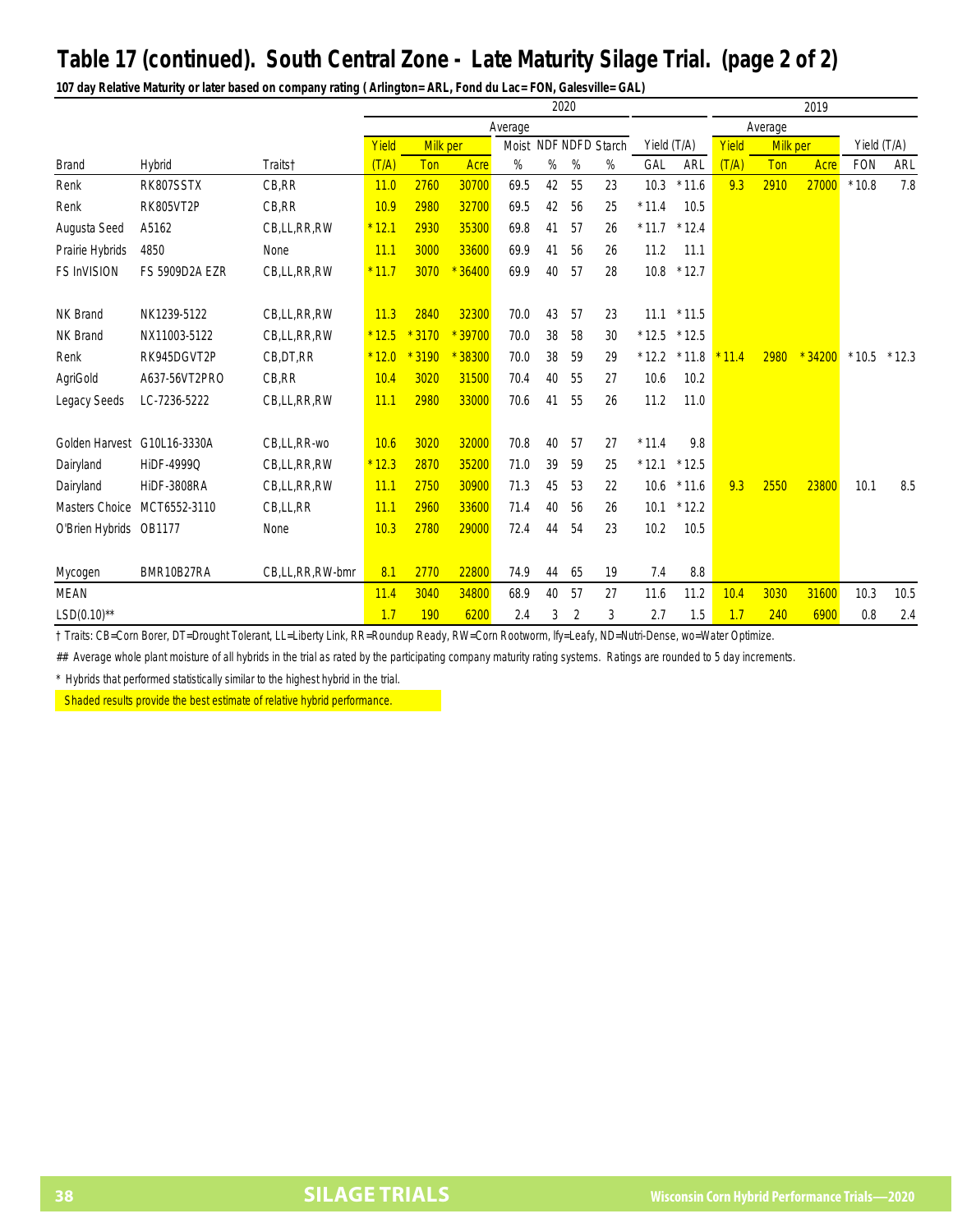# Table 17 (continued). South Central Zone - Late Maturity Silage Trial. (page 2 of 2)

**107 day Relative Maturity or later based on company rating ( Arlington= ARL, Fond du Lac= FON, Galesville= GAL)**

| | | | 2020 | | | | | | | | | | 2019 | | | | |
|---|---|---|---|---|---|---|---|---|---|---|---|---|---|---|---|---|---|
| | | | Average | | | | | | | | | | Average | | | | |
| | | | Yield | Milk per | | Moist | NDF | NDFD | Starch | Yield (T/A) | | Yield | Milk per | | Yield (T/A) | |
| Brand | Hybrid | Traits† | (T/A) | Ton | Acre | % | % | % | % | GAL | ARL | (T/A) | Ton | Acre | FON | ARL |
| Renk | RK807SSTX | CB,RR | 11.0 | 2760 | 30700 | 69.5 | 42 | 55 | 23 | 10.3 | * 11.6 | 9.3 | 2910 | 27000 | * 10.8 | 7.8 |
| Renk | RK805VT2P | CB,RR | 10.9 | 2980 | 32700 | 69.5 | 42 | 56 | 25 | * 11.4 | 10.5 | | | | | |
| Augusta Seed | A5162 | CB,LL,RR,RW | * 12.1 | 2930 | 35300 | 69.8 | 41 | 57 | 26 | * 11.7 | * 12.4 | | | | | |
| Prairie Hybrids | 4850 | None | 11.1 | 3000 | 33600 | 69.9 | 41 | 56 | 26 | 11.2 | 11.1 | | | | | |
| FS InVISION | FS 5909D2A EZR | CB,LL,RR,RW | * 11.7 | 3070 | * 36400 | 69.9 | 40 | 57 | 28 | 10.8 | * 12.7 | | | | | |
| NK Brand | NK1239-5122 | CB,LL,RR,RW | 11.3 | 2840 | 32300 | 70.0 | 43 | 57 | 23 | 11.1 | * 11.5 | | | | | |
| NK Brand | NX11003-5122 | CB,LL,RR,RW | * 12.5 | * 3170 | * 39700 | 70.0 | 38 | 58 | 30 | * 12.5 | * 12.5 | | | | | |
| Renk | RK945DGVT2P | CB,DT,RR | * 12.0 | * 3190 | * 38300 | 70.0 | 38 | 59 | 29 | * 12.2 | * 11.8 | * 11.4 | 2980 | * 34200 | * 10.5 | * 12.3 |
| AgriGold | A637-56VT2PRO | CB,RR | 10.4 | 3020 | 31500 | 70.4 | 40 | 55 | 27 | 10.6 | 10.2 | | | | | |
| Legacy Seeds | LC-7236-5222 | CB,LL,RR,RW | 11.1 | 2980 | 33000 | 70.6 | 41 | 55 | 26 | 11.2 | 11.0 | | | | | |
| Golden Harvest | G10L16-3330A | CB,LL,RR-wo | 10.6 | 3020 | 32000 | 70.8 | 40 | 57 | 27 | * 11.4 | 9.8 | | | | | |
| Dairyland | HiDF-4999Q | CB,LL,RR,RW | * 12.3 | 2870 | 35200 | 71.0 | 39 | 59 | 25 | * 12.1 | * 12.5 | | | | | |
| Dairyland | HiDF-3808RA | CB,LL,RR,RW | 11.1 | 2750 | 30900 | 71.3 | 45 | 53 | 22 | 10.6 | * 11.6 | 9.3 | 2550 | 23800 | 10.1 | 8.5 |
| Masters Choice | MCT6552-3110 | CB,LL,RR | 11.1 | 2960 | 33600 | 71.4 | 40 | 56 | 26 | 10.1 | * 12.2 | | | | | |
| O'Brien Hybrids | OB1177 | None | 10.3 | 2780 | 29000 | 72.4 | 44 | 54 | 23 | 10.2 | 10.5 | | | | | |
| Mycogen | BMR10B27RA | CB,LL,RR,RW-bmr | 8.1 | 2770 | 22800 | 74.9 | 44 | 65 | 19 | 7.4 | 8.8 | | | | | |
| MEAN | | | 11.4 | 3040 | 34800 | 68.9 | 40 | 57 | 27 | 11.6 | 11.2 | 10.4 | 3030 | 31600 | 10.3 | 10.5 |
| LSD(0.10)** | | | 1.7 | 190 | 6200 | 2.4 | 3 | 2 | 3 | 2.7 | 1.5 | 1.7 | 240 | 6900 | 0.8 | 2.4 |

† Traits: CB=Corn Borer, DT=Drought Tolerant, LL=Liberty Link, RR=Roundup Ready, RW=Corn Rootworm, lfy=Leafy, ND=Nutri-Dense, wo=Water Optimize.

## Average whole plant moisture of all hybrids in the trial as rated by the participating company maturity rating systems. Ratings are rounded to 5 day increments.

\* Hybrids that performed statistically similar to the highest hybrid in the trial.

Shaded results provide the best estimate of relative hybrid performance.